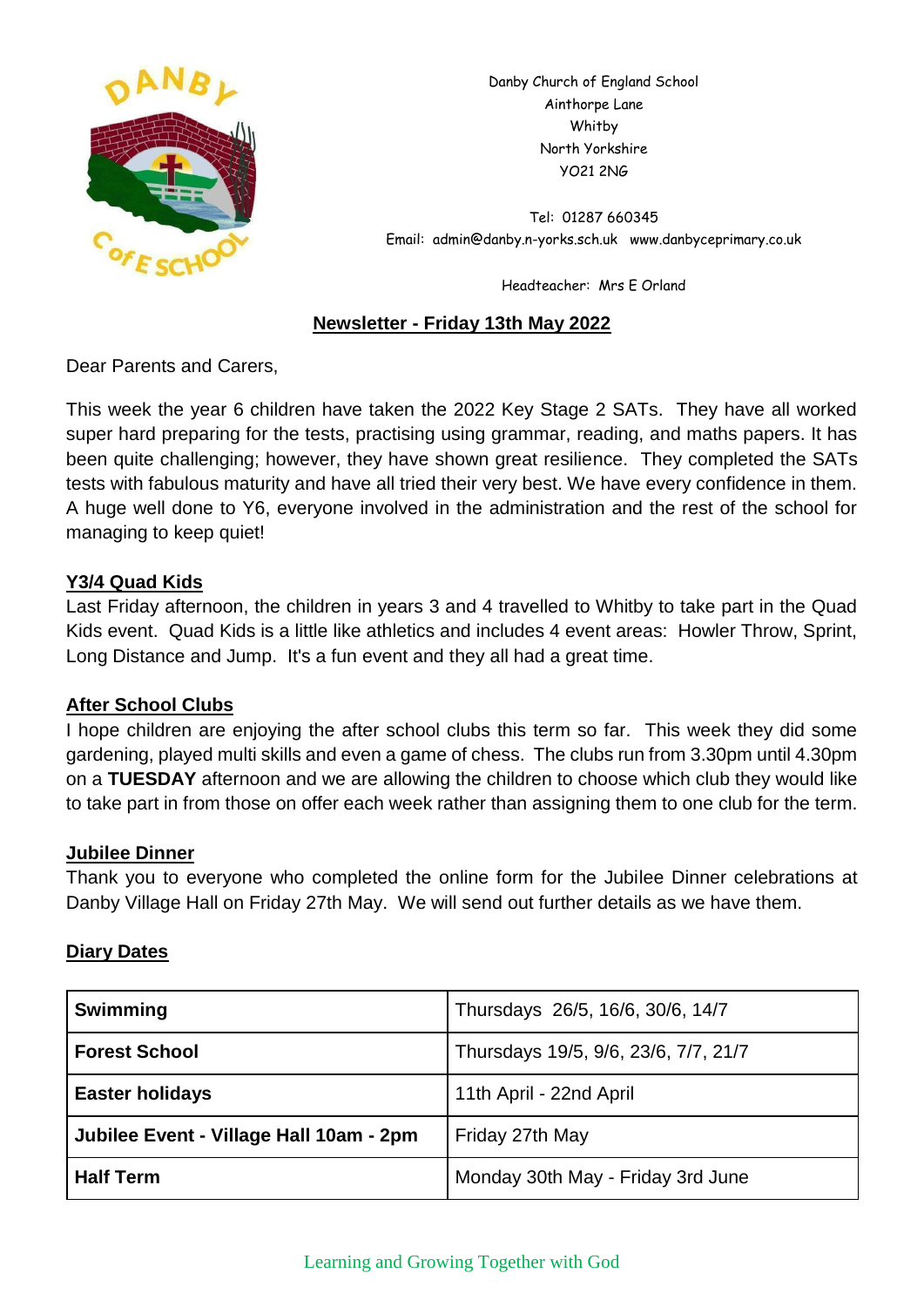Danby Church of England School
Ainthorpe Lane
Whitby
North Yorkshire
YO21 2NG

Tel: 01287 660345
Email: admin@danby.n-yorks.sch.uk www.danbyceprimary.co.uk

Headteacher: Mrs E Orland

## Newsletter - Friday 13th May 2022

Dear Parents and Carers,

This week the year 6 children have taken the 2022 Key Stage 2 SATs. They have all worked super hard preparing for the tests, practising using grammar, reading, and maths papers. It has been quite challenging; however, they have shown great resilience. They completed the SATs tests with fabulous maturity and have all tried their very best. We have every confidence in them. A huge well done to Y6, everyone involved in the administration and the rest of the school for managing to keep quiet!

### Y3/4 Quad Kids

Last Friday afternoon, the children in years 3 and 4 travelled to Whitby to take part in the Quad Kids event. Quad Kids is a little like athletics and includes 4 event areas: Howler Throw, Sprint, Long Distance and Jump. It's a fun event and they all had a great time.

### After School Clubs

I hope children are enjoying the after school clubs this term so far. This week they did some gardening, played multi skills and even a game of chess. The clubs run from 3.30pm until 4.30pm on a **TUESDAY** afternoon and we are allowing the children to choose which club they would like to take part in from those on offer each week rather than assigning them to one club for the term.

### Jubilee Dinner

Thank you to everyone who completed the online form for the Jubilee Dinner celebrations at Danby Village Hall on Friday 27th May. We will send out further details as we have them.

### Diary Dates

| | |
|---|---|
| **Swimming** | Thursdays 26/5, 16/6, 30/6, 14/7 |
| **Forest School** | Thursdays 19/5, 9/6, 23/6, 7/7, 21/7 |
| **Easter holidays** | 11th April - 22nd April |
| **Jubilee Event - Village Hall 10am - 2pm** | Friday 27th May |
| **Half Term** | Monday 30th May - Friday 3rd June |

Learning and Growing Together with God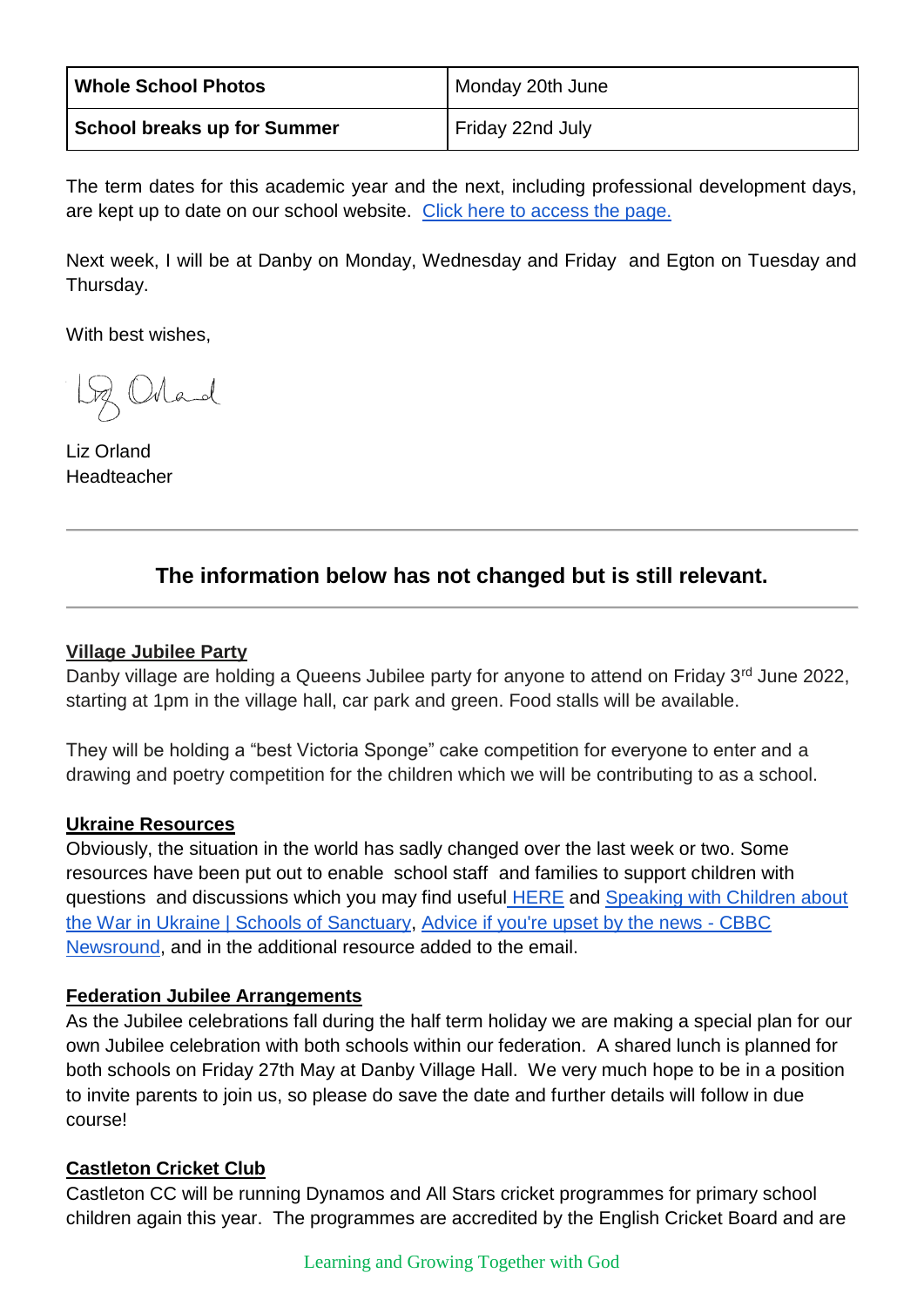| Whole School Photos | Monday 20th June |
|---|---|
| School breaks up for Summer | Friday 22nd July |

The term dates for this academic year and the next, including professional development days, are kept up to date on our school website. [Click here to access the page.]()

Next week, I will be at Danby on Monday, Wednesday and Friday and Egton on Tuesday and Thursday.

With best wishes,

Liz Orland
Headteacher

---

### The information below has not changed but is still relevant.

---

**Village Jubilee Party**

Danby village are holding a Queens Jubilee party for anyone to attend on Friday 3rd June 2022, starting at 1pm in the village hall, car park and green. Food stalls will be available.

They will be holding a "best Victoria Sponge" cake competition for everyone to enter and a drawing and poetry competition for the children which we will be contributing to as a school.

**Ukraine Resources**

Obviously, the situation in the world has sadly changed over the last week or two. Some resources have been put out to enable school staff and families to support children with questions and discussions which you may find useful [HERE]() and [Speaking with Children about the War in Ukraine | Schools of Sanctuary](), [Advice if you're upset by the news - CBBC Newsround](), and in the additional resource added to the email.

**Federation Jubilee Arrangements**

As the Jubilee celebrations fall during the half term holiday we are making a special plan for our own Jubilee celebration with both schools within our federation. A shared lunch is planned for both schools on Friday 27th May at Danby Village Hall. We very much hope to be in a position to invite parents to join us, so please do save the date and further details will follow in due course!

**Castleton Cricket Club**

Castleton CC will be running Dynamos and All Stars cricket programmes for primary school children again this year. The programmes are accredited by the English Cricket Board and are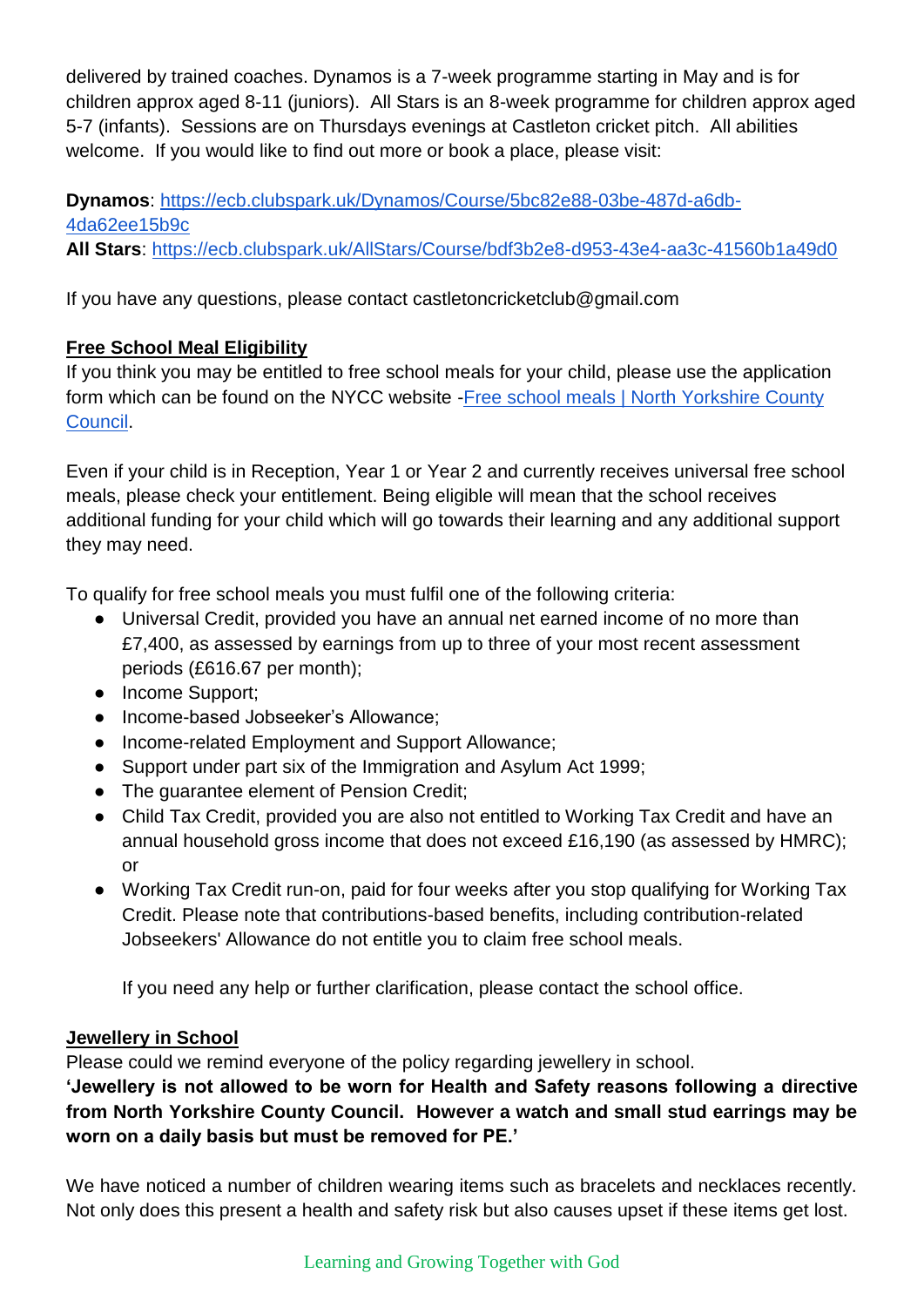delivered by trained coaches. Dynamos is a 7-week programme starting in May and is for children approx aged 8-11 (juniors). All Stars is an 8-week programme for children approx aged 5-7 (infants). Sessions are on Thursdays evenings at Castleton cricket pitch. All abilities welcome. If you would like to find out more or book a place, please visit:

**Dynamos**: [https://ecb.clubspark.uk/Dynamos/Course/5bc82e88-03be-487d-a6db-4da62ee15b9c](https://ecb.clubspark.uk/Dynamos/Course/5bc82e88-03be-487d-a6db-4da62ee15b9c)
**All Stars**: [https://ecb.clubspark.uk/AllStars/Course/bdf3b2e8-d953-43e4-aa3c-41560b1a49d0](https://ecb.clubspark.uk/AllStars/Course/bdf3b2e8-d953-43e4-aa3c-41560b1a49d0)

If you have any questions, please contact castletoncricketclub@gmail.com

## Free School Meal Eligibility

If you think you may be entitled to free school meals for your child, please use the application form which can be found on the NYCC website -[Free school meals | North Yorkshire County Council](#).

Even if your child is in Reception, Year 1 or Year 2 and currently receives universal free school meals, please check your entitlement. Being eligible will mean that the school receives additional funding for your child which will go towards their learning and any additional support they may need.

To qualify for free school meals you must fulfil one of the following criteria:

- Universal Credit, provided you have an annual net earned income of no more than £7,400, as assessed by earnings from up to three of your most recent assessment periods (£616.67 per month);
- Income Support;
- Income-based Jobseeker's Allowance;
- Income-related Employment and Support Allowance;
- Support under part six of the Immigration and Asylum Act 1999;
- The guarantee element of Pension Credit;
- Child Tax Credit, provided you are also not entitled to Working Tax Credit and have an annual household gross income that does not exceed £16,190 (as assessed by HMRC); or
- Working Tax Credit run-on, paid for four weeks after you stop qualifying for Working Tax Credit. Please note that contributions-based benefits, including contribution-related Jobseekers' Allowance do not entitle you to claim free school meals.

  If you need any help or further clarification, please contact the school office.

## Jewellery in School

Please could we remind everyone of the policy regarding jewellery in school.

**'Jewellery is not allowed to be worn for Health and Safety reasons following a directive from North Yorkshire County Council. However a watch and small stud earrings may be worn on a daily basis but must be removed for PE.'**

We have noticed a number of children wearing items such as bracelets and necklaces recently. Not only does this present a health and safety risk but also causes upset if these items get lost.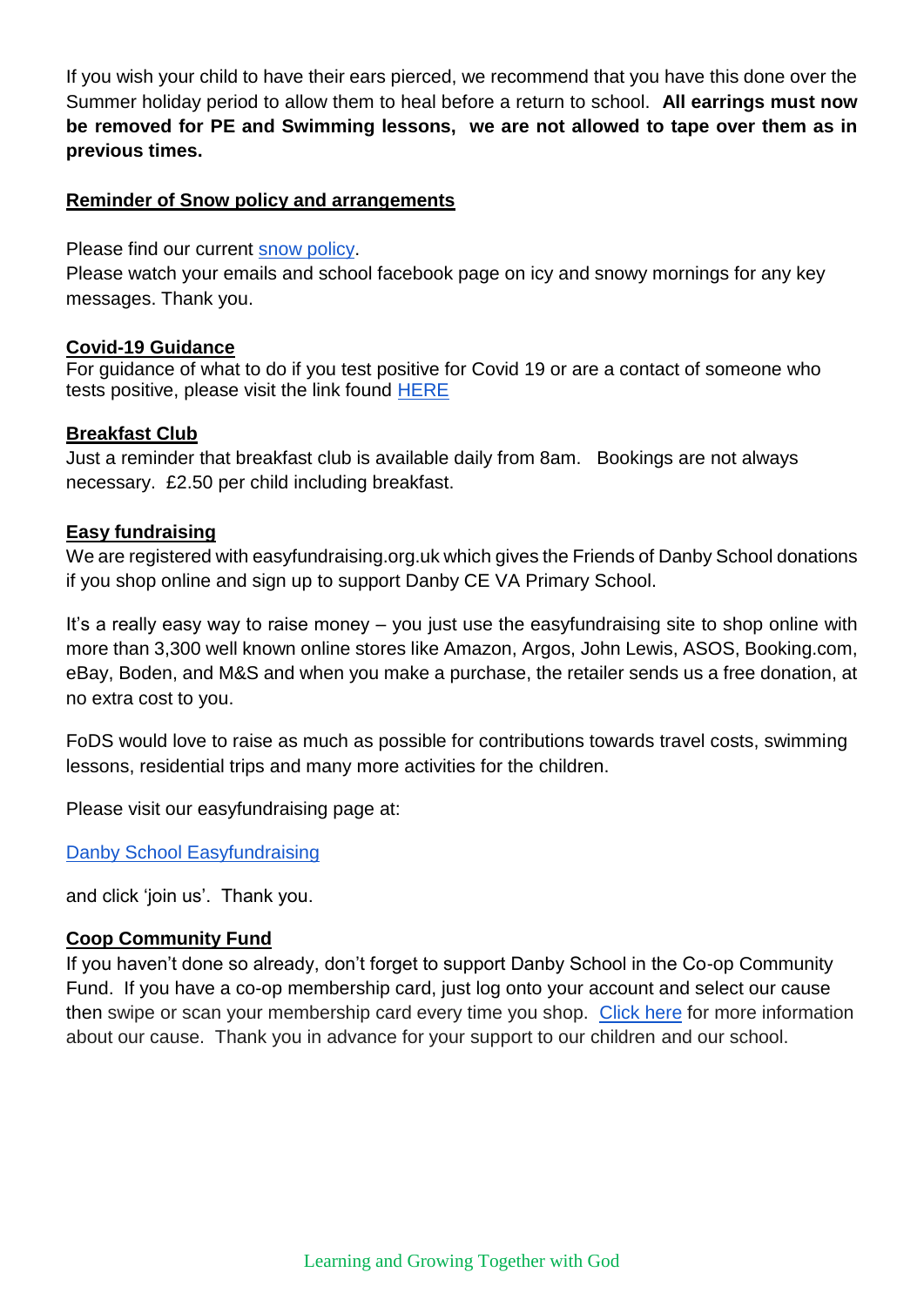If you wish your child to have their ears pierced, we recommend that you have this done over the Summer holiday period to allow them to heal before a return to school. **All earrings must now be removed for PE and Swimming lessons, we are not allowed to tape over them as in previous times.**

**Reminder of Snow policy and arrangements**

Please find our current snow policy.
Please watch your emails and school facebook page on icy and snowy mornings for any key messages. Thank you.

**Covid-19 Guidance**

For guidance of what to do if you test positive for Covid 19 or are a contact of someone who tests positive, please visit the link found HERE

**Breakfast Club**

Just a reminder that breakfast club is available daily from 8am. Bookings are not always necessary. £2.50 per child including breakfast.

**Easy fundraising**

We are registered with easyfundraising.org.uk which gives the Friends of Danby School donations if you shop online and sign up to support Danby CE VA Primary School.

It's a really easy way to raise money – you just use the easyfundraising site to shop online with more than 3,300 well known online stores like Amazon, Argos, John Lewis, ASOS, Booking.com, eBay, Boden, and M&S and when you make a purchase, the retailer sends us a free donation, at no extra cost to you.

FoDS would love to raise as much as possible for contributions towards travel costs, swimming lessons, residential trips and many more activities for the children.

Please visit our easyfundraising page at:

Danby School Easyfundraising

and click 'join us'. Thank you.

**Coop Community Fund**

If you haven't done so already, don't forget to support Danby School in the Co-op Community Fund. If you have a co-op membership card, just log onto your account and select our cause then swipe or scan your membership card every time you shop. Click here for more information about our cause. Thank you in advance for your support to our children and our school.

Learning and Growing Together with God